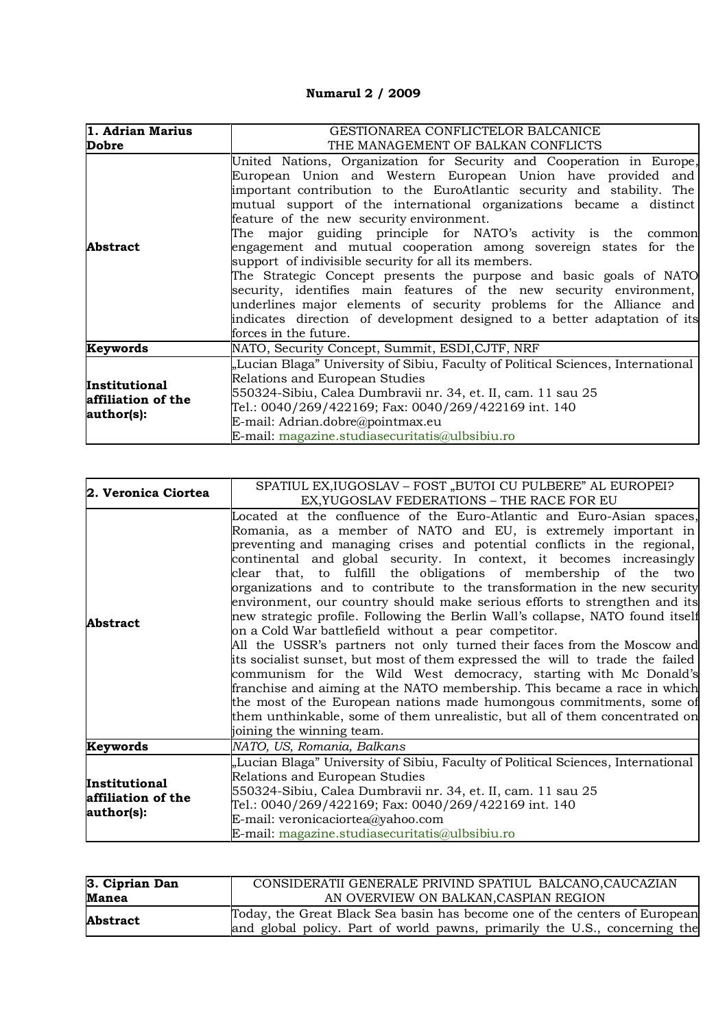**Numarul 2 / 2009**

| **1. Adrian Marius Dobre** | GESTIONAREA CONFLICTELOR BALCANICE<br>THE MANAGEMENT OF BALKAN CONFLICTS |
|---|---|
| **Abstract** | United Nations, Organization for Security and Cooperation in Europe, European Union and Western European Union have provided and important contribution to the EuroAtlantic security and stability. The mutual support of the international organizations became a distinct feature of the new security environment.<br>The major guiding principle for NATO's activity is the common engagement and mutual cooperation among sovereign states for the support of indivisible security for all its members.<br>The Strategic Concept presents the purpose and basic goals of NATO security, identifies main features of the new security environment, underlines major elements of security problems for the Alliance and indicates direction of development designed to a better adaptation of its forces in the future. |
| **Keywords** | NATO, Security Concept, Summit, ESDI,CJTF, NRF |
| **Institutional affiliation of the author(s):** | „Lucian Blaga" University of Sibiu, Faculty of Political Sciences, International Relations and European Studies<br>550324-Sibiu, Calea Dumbravii nr. 34, et. II, cam. 11 sau 25<br>Tel.: 0040/269/422169; Fax: 0040/269/422169 int. 140<br>E-mail: Adrian.dobre@pointmax.eu<br>E-mail: magazine.studiasecuritatis@ulbsibiu.ro |

| **2. Veronica Ciortea** | SPATIUL EX,IUGOSLAV – FOST „BUTOI CU PULBERE" AL EUROPEI?<br>EX,YUGOSLAV FEDERATIONS – THE RACE FOR EU |
|---|---|
| **Abstract** | Located at the confluence of the Euro-Atlantic and Euro-Asian spaces, Romania, as a member of NATO and EU, is extremely important in preventing and managing crises and potential conflicts in the regional, continental and global security. In context, it becomes increasingly clear that, to fulfill the obligations of membership of the two organizations and to contribute to the transformation in the new security environment, our country should make serious efforts to strengthen and its new strategic profile. Following the Berlin Wall's collapse, NATO found itself on a Cold War battlefield without a pear competitor.<br>All the USSR's partners not only turned their faces from the Moscow and its socialist sunset, but most of them expressed the will to trade the failed communism for the Wild West democracy, starting with Mc Donald's franchise and aiming at the NATO membership. This became a race in which the most of the European nations made humongous commitments, some of them unthinkable, some of them unrealistic, but all of them concentrated on joining the winning team. |
| **Keywords** | *NATO, US, Romania, Balkans* |
| **Institutional affiliation of the author(s):** | „Lucian Blaga" University of Sibiu, Faculty of Political Sciences, International Relations and European Studies<br>550324-Sibiu, Calea Dumbravii nr. 34, et. II, cam. 11 sau 25<br>Tel.: 0040/269/422169; Fax: 0040/269/422169 int. 140<br>E-mail: veronicaciortea@yahoo.com<br>E-mail: magazine.studiasecuritatis@ulbsibiu.ro |

| **3. Ciprian Dan Manea** | CONSIDERATII GENERALE PRIVIND SPATIUL BALCANO,CAUCAZIAN<br>AN OVERVIEW ON BALKAN,CASPIAN REGION |
|---|---|
| **Abstract** | Today, the Great Black Sea basin has become one of the centers of European and global policy. Part of world pawns, primarily the U.S., concerning the |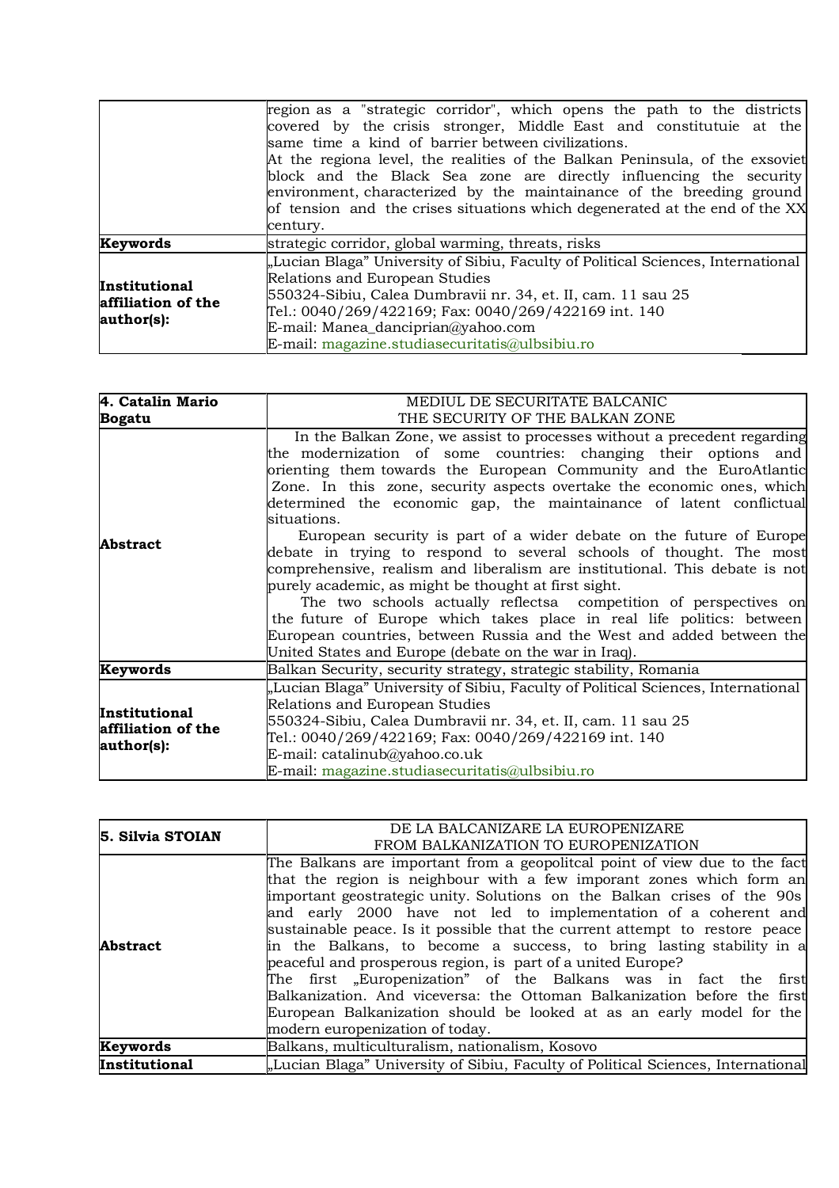| | |
|---|---|
| | region as a "strategic corridor", which opens the path to the districts covered by the crisis stronger, Middle East and constitutuie at the same time a kind of barrier between civilizations.<br>At the regiona level, the realities of the Balkan Peninsula, of the exsoviet block and the Black Sea zone are directly influencing the security environment, characterized by the maintainance of the breeding ground of tension and the crises situations which degenerated at the end of the XX century. |
| **Keywords** | strategic corridor, global warming, threats, risks |
| **Institutional affiliation of the author(s):** | „Lucian Blaga" University of Sibiu, Faculty of Political Sciences, International Relations and European Studies<br>550324-Sibiu, Calea Dumbravii nr. 34, et. II, cam. 11 sau 25<br>Tel.: 0040/269/422169; Fax: 0040/269/422169 int. 140<br>E-mail: Manea_danciprian@yahoo.com<br>E-mail: magazine.studiasecuritatis@ulbsibiu.ro |

| **4. Catalin Mario Bogatu** | MEDIUL DE SECURITATE BALCANIC<br>THE SECURITY OF THE BALKAN ZONE |
|---|---|
| **Abstract** | In the Balkan Zone, we assist to processes without a precedent regarding the modernization of some countries: changing their options and orienting them towards the European Community and the EuroAtlantic Zone. In this zone, security aspects overtake the economic ones, which determined the economic gap, the maintainance of latent conflictual situations.<br>European security is part of a wider debate on the future of Europe debate in trying to respond to several schools of thought. The most comprehensive, realism and liberalism are institutional. This debate is not purely academic, as might be thought at first sight.<br>The two schools actually reflectsa competition of perspectives on the future of Europe which takes place in real life politics: between European countries, between Russia and the West and added between the United States and Europe (debate on the war in Iraq). |
| **Keywords** | Balkan Security, security strategy, strategic stability, Romania |
| **Institutional affiliation of the author(s):** | „Lucian Blaga" University of Sibiu, Faculty of Political Sciences, International Relations and European Studies<br>550324-Sibiu, Calea Dumbravii nr. 34, et. II, cam. 11 sau 25<br>Tel.: 0040/269/422169; Fax: 0040/269/422169 int. 140<br>E-mail: catalinub@yahoo.co.uk<br>E-mail: magazine.studiasecuritatis@ulbsibiu.ro |

| **5. Silvia STOIAN** | DE LA BALCANIZARE LA EUROPENIZARE<br>FROM BALKANIZATION TO EUROPENIZATION |
|---|---|
| **Abstract** | The Balkans are important from a geopolitcal point of view due to the fact that the region is neighbour with a few imporant zones which form an important geostrategic unity. Solutions on the Balkan crises of the 90s and early 2000 have not led to implementation of a coherent and sustainable peace. Is it possible that the current attempt to restore peace in the Balkans, to become a success, to bring lasting stability in a peaceful and prosperous region, is part of a united Europe?<br>The first „Europenization" of the Balkans was in fact the first Balkanization. And viceversa: the Ottoman Balkanization before the first European Balkanization should be looked at as an early model for the modern europenization of today. |
| **Keywords** | Balkans, multiculturalism, nationalism, Kosovo |
| **Institutional** | „Lucian Blaga" University of Sibiu, Faculty of Political Sciences, International |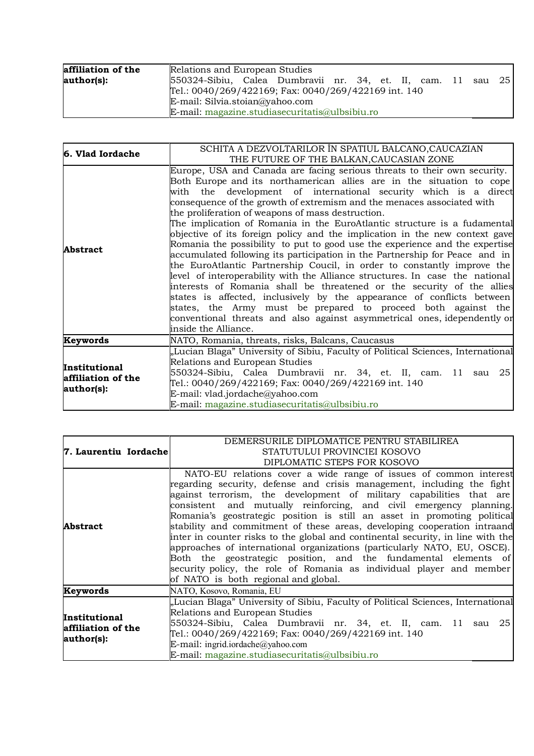| affiliation of the author(s): | Relations and European Studies<br>550324-Sibiu, Calea Dumbravii nr. 34, et. II, cam. 11 sau 25<br>Tel.: 0040/269/422169; Fax: 0040/269/422169 int. 140<br>E-mail: Silvia.stoian@yahoo.com<br>E-mail: magazine.studiasecuritatis@ulbsibiu.ro |
|---|---|

| 6. Vlad Iordache | SCHITA A DEZVOLTARILOR ÎN SPATIUL BALCANO,CAUCAZIAN<br>THE FUTURE OF THE BALKAN,CAUCASIAN ZONE |
|---|---|
| Abstract | Europe, USA and Canada are facing serious threats to their own security. Both Europe and its northamerican allies are in the situation to cope with the development of international security which is a direct consequence of the growth of extremism and the menaces associated with the proliferation of weapons of mass destruction.<br>The implication of Romania in the EuroAtlantic structure is a fudamental objective of its foreign policy and the implication in the new context gave Romania the possibility to put to good use the experience and the expertise accumulated following its participation in the Partnership for Peace and in the EuroAtlantic Partnership Coucil, in order to constantly improve the level of interoperability with the Alliance structures. In case the national interests of Romania shall be threatened or the security of the allies states is affected, inclusively by the appearance of conflicts between states, the Army must be prepared to proceed both against the conventional threats and also against asymmetrical ones, idependently or inside the Alliance. |
| Keywords | NATO, Romania, threats, risks, Balcans, Caucasus |
| Institutional affiliation of the author(s): | „Lucian Blaga" University of Sibiu, Faculty of Political Sciences, International Relations and European Studies<br>550324-Sibiu, Calea Dumbravii nr. 34, et. II, cam. 11 sau 25<br>Tel.: 0040/269/422169; Fax: 0040/269/422169 int. 140<br>E-mail: vlad.jordache@yahoo.com<br>E-mail: magazine.studiasecuritatis@ulbsibiu.ro |

| 7. Laurentiu Iordache | DEMERSURILE DIPLOMATICE PENTRU STABILIREA<br>STATUTULUI PROVINCIEI KOSOVO<br>DIPLOMATIC STEPS FOR KOSOVO |
|---|---|
| Abstract | NATO-EU relations cover a wide range of issues of common interest regarding security, defense and crisis management, including the fight against terrorism, the development of military capabilities that are consistent and mutually reinforcing, and civil emergency planning. Romania's geostrategic position is still an asset in promoting political stability and commitment of these areas, developing cooperation intraand inter in counter risks to the global and continental security, in line with the approaches of international organizations (particularly NATO, EU, OSCE). Both the geostrategic position, and the fundamental elements of security policy, the role of Romania as individual player and member of NATO is both regional and global. |
| Keywords | NATO, Kosovo, Romania, EU |
| Institutional affiliation of the author(s): | „Lucian Blaga" University of Sibiu, Faculty of Political Sciences, International Relations and European Studies<br>550324-Sibiu, Calea Dumbravii nr. 34, et. II, cam. 11 sau 25<br>Tel.: 0040/269/422169; Fax: 0040/269/422169 int. 140<br>E-mail: ingrid.iordache@yahoo.com<br>E-mail: magazine.studiasecuritatis@ulbsibiu.ro |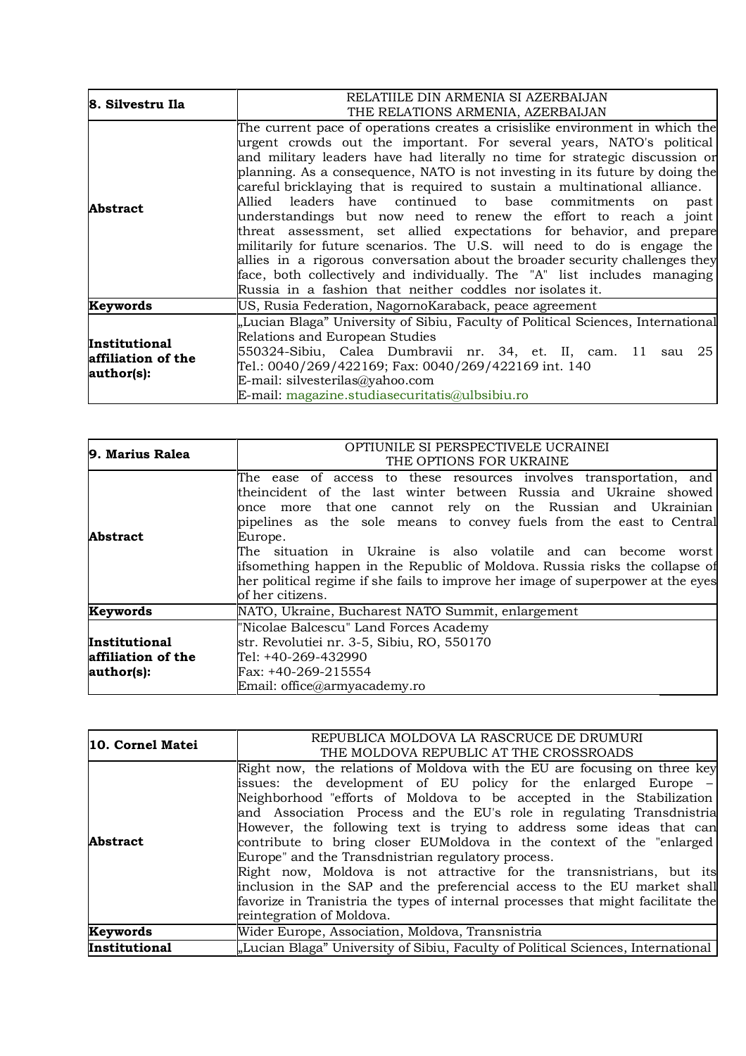| **8. Silvestru Ila** | RELATIILE DIN ARMENIA SI AZERBAIJAN<br>THE RELATIONS ARMENIA, AZERBAIJAN |
|---|---|
| **Abstract** | The current pace of operations creates a crisislike environment in which the urgent crowds out the important. For several years, NATO's political and military leaders have had literally no time for strategic discussion or planning. As a consequence, NATO is not investing in its future by doing the careful bricklaying that is required to sustain a multinational alliance. Allied leaders have continued to base commitments on past understandings but now need to renew the effort to reach a joint threat assessment, set allied expectations for behavior, and prepare militarily for future scenarios. The U.S. will need to do is engage the allies in a rigorous conversation about the broader security challenges they face, both collectively and individually. The "A" list includes managing Russia in a fashion that neither coddles nor isolates it. |
| **Keywords** | US, Rusia Federation, NagornoKaraback, peace agreement |
| **Institutional affiliation of the author(s):** | „Lucian Blaga" University of Sibiu, Faculty of Political Sciences, International Relations and European Studies<br>550324-Sibiu, Calea Dumbravii nr. 34, et. II, cam. 11 sau 25<br>Tel.: 0040/269/422169; Fax: 0040/269/422169 int. 140<br>E-mail: silvesterilas@yahoo.com<br>E-mail: magazine.studiasecuritatis@ulbsibiu.ro |

| **9. Marius Ralea** | OPTIUNILE SI PERSPECTIVELE UCRAINEI<br>THE OPTIONS FOR UKRAINE |
|---|---|
| **Abstract** | The ease of access to these resources involves transportation, and theincident of the last winter between Russia and Ukraine showed once more that one cannot rely on the Russian and Ukrainian pipelines as the sole means to convey fuels from the east to Central Europe.<br>The situation in Ukraine is also volatile and can become worst ifsomething happen in the Republic of Moldova. Russia risks the collapse of her political regime if she fails to improve her image of superpower at the eyes of her citizens. |
| **Keywords** | NATO, Ukraine, Bucharest NATO Summit, enlargement |
| **Institutional affiliation of the author(s):** | "Nicolae Balcescu" Land Forces Academy<br>str. Revolutiei nr. 3-5, Sibiu, RO, 550170<br>Tel: +40-269-432990<br>Fax: +40-269-215554<br>Email: office@armyacademy.ro |

| **10. Cornel Matei** | REPUBLICA MOLDOVA LA RASCRUCE DE DRUMURI<br>THE MOLDOVA REPUBLIC AT THE CROSSROADS |
|---|---|
| **Abstract** | Right now, the relations of Moldova with the EU are focusing on three key issues: the development of EU policy for the enlarged Europe – Neighborhood "efforts of Moldova to be accepted in the Stabilization and Association Process and the EU's role in regulating Transdnistria However, the following text is trying to address some ideas that can contribute to bring closer EUMoldova in the context of the "enlarged Europe" and the Transdnistrian regulatory process.<br>Right now, Moldova is not attractive for the transnistrians, but its inclusion in the SAP and the preferencial access to the EU market shall favorize in Tranistria the types of internal processes that might facilitate the reintegration of Moldova. |
| **Keywords** | Wider Europe, Association, Moldova, Transnistria |
| **Institutional** | „Lucian Blaga" University of Sibiu, Faculty of Political Sciences, International |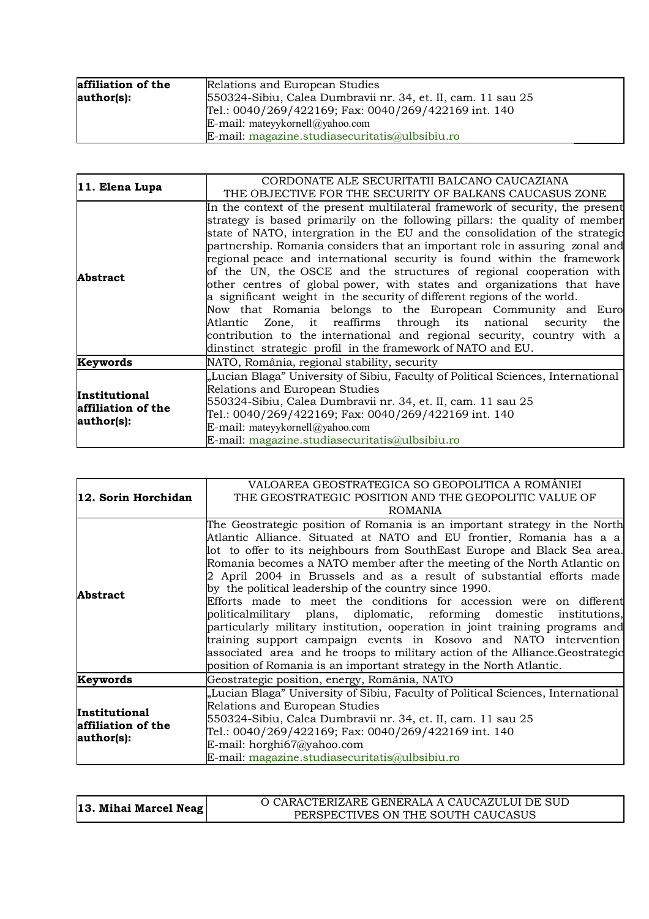| affiliation of the author(s): | Relations and European Studies<br>550324-Sibiu, Calea Dumbravii nr. 34, et. II, cam. 11 sau 25<br>Tel.: 0040/269/422169; Fax: 0040/269/422169 int. 140<br>E-mail: mateyykornell@yahoo.com<br>E-mail: magazine.studiasecuritatis@ulbsibiu.ro |
|---|---|

| 11. Elena Lupa | CORDONATE ALE SECURITATII BALCANO CAUCAZIANA<br>THE OBJECTIVE FOR THE SECURITY OF BALKANS CAUCASUS ZONE |
|---|---|
| Abstract | In the context of the present multilateral framework of security, the present strategy is based primarily on the following pillars: the quality of member state of NATO, intergration in the EU and the consolidation of the strategic partnership. Romania considers that an important role in assuring zonal and regional peace and international security is found within the framework of the UN, the OSCE and the structures of regional cooperation with other centres of global power, with states and organizations that have a significant weight in the security of different regions of the world.<br>Now that Romania belongs to the European Community and Euro Atlantic Zone, it reaffirms through its national security the contribution to the international and regional security, country with a dinstinct strategic profil in the framework of NATO and EU. |
| Keywords | NATO, România, regional stability, security |
| Institutional affiliation of the author(s): | „Lucian Blaga" University of Sibiu, Faculty of Political Sciences, International Relations and European Studies<br>550324-Sibiu, Calea Dumbravii nr. 34, et. II, cam. 11 sau 25<br>Tel.: 0040/269/422169; Fax: 0040/269/422169 int. 140<br>E-mail: mateyykornell@yahoo.com<br>E-mail: magazine.studiasecuritatis@ulbsibiu.ro |

| 12. Sorin Horchidan | VALOAREA GEOSTRATEGICA SO GEOPOLITICA A ROMÂNIEI<br>THE GEOSTRATEGIC POSITION AND THE GEOPOLITIC VALUE OF ROMANIA |
|---|---|
| Abstract | The Geostrategic position of Romania is an important strategy in the North Atlantic Alliance. Situated at NATO and EU frontier, Romania has a a lot to offer to its neighbours from SouthEast Europe and Black Sea area. Romania becomes a NATO member after the meeting of the North Atlantic on 2 April 2004 in Brussels and as a result of substantial efforts made by the political leadership of the country since 1990.<br>Efforts made to meet the conditions for accession were on different politicalmilitary plans, diplomatic, reforming domestic institutions, particularly military institution, ooperation in joint training programs and training support campaign events in Kosovo and NATO intervention associated area and he troops to military action of the Alliance.Geostrategic position of Romania is an important strategy in the North Atlantic. |
| Keywords | Geostrategic position, energy, România, NATO |
| Institutional affiliation of the author(s): | „Lucian Blaga" University of Sibiu, Faculty of Political Sciences, International Relations and European Studies<br>550324-Sibiu, Calea Dumbravii nr. 34, et. II, cam. 11 sau 25<br>Tel.: 0040/269/422169; Fax: 0040/269/422169 int. 140<br>E-mail: horghi67@yahoo.com<br>E-mail: magazine.studiasecuritatis@ulbsibiu.ro |

| 13. Mihai Marcel Neag | O CARACTERIZARE GENERALA A CAUCAZULUI DE SUD<br>PERSPECTIVES ON THE SOUTH CAUCASUS |
|---|---|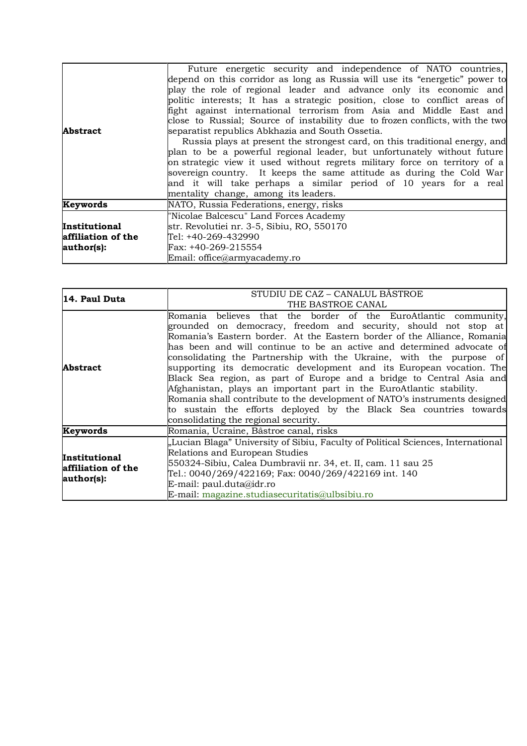| | |
|---|---|
| **Abstract** | Future energetic security and independence of NATO countries, depend on this corridor as long as Russia will use its "energetic" power to play the role of regional leader and advance only its economic and politic interests; It has a strategic position, close to conflict areas of fight against international terrorism from Asia and Middle East and close to Russial; Source of instability due to frozen conflicts, with the two separatist republics Abkhazia and South Ossetia.<br>Russia plays at present the strongest card, on this traditional energy, and plan to be a powerful regional leader, but unfortunately without future on strategic view it used without regrets military force on territory of a sovereign country. It keeps the same attitude as during the Cold War and it will take perhaps a similar period of 10 years for a real mentality change, among its leaders. |
| **Keywords** | NATO, Russia Federations, energy, risks |
| **Institutional affiliation of the author(s):** | "Nicolae Balcescu" Land Forces Academy<br>str. Revolutiei nr. 3-5, Sibiu, RO, 550170<br>Tel: +40-269-432990<br>Fax: +40-269-215554<br>Email: office@armyacademy.ro |

| **14. Paul Duta** | STUDIU DE CAZ – CANALUL BÂSTROE<br>THE BASTROE CANAL |
|---|---|
| **Abstract** | Romania believes that the border of the EuroAtlantic community, grounded on democracy, freedom and security, should not stop at Romania's Eastern border. At the Eastern border of the Alliance, Romania has been and will continue to be an active and determined advocate of consolidating the Partnership with the Ukraine, with the purpose of supporting its democratic development and its European vocation. The Black Sea region, as part of Europe and a bridge to Central Asia and Afghanistan, plays an important part in the EuroAtlantic stability.<br>Romania shall contribute to the development of NATO's instruments designed to sustain the efforts deployed by the Black Sea countries towards consolidating the regional security. |
| **Keywords** | Romania, Ucraine, Bâstroe canal, risks |
| **Institutional affiliation of the author(s):** | „Lucian Blaga" University of Sibiu, Faculty of Political Sciences, International Relations and European Studies<br>550324-Sibiu, Calea Dumbravii nr. 34, et. II, cam. 11 sau 25<br>Tel.: 0040/269/422169; Fax: 0040/269/422169 int. 140<br>E-mail: paul.duta@idr.ro<br>E-mail: magazine.studiasecuritatis@ulbsibiu.ro |